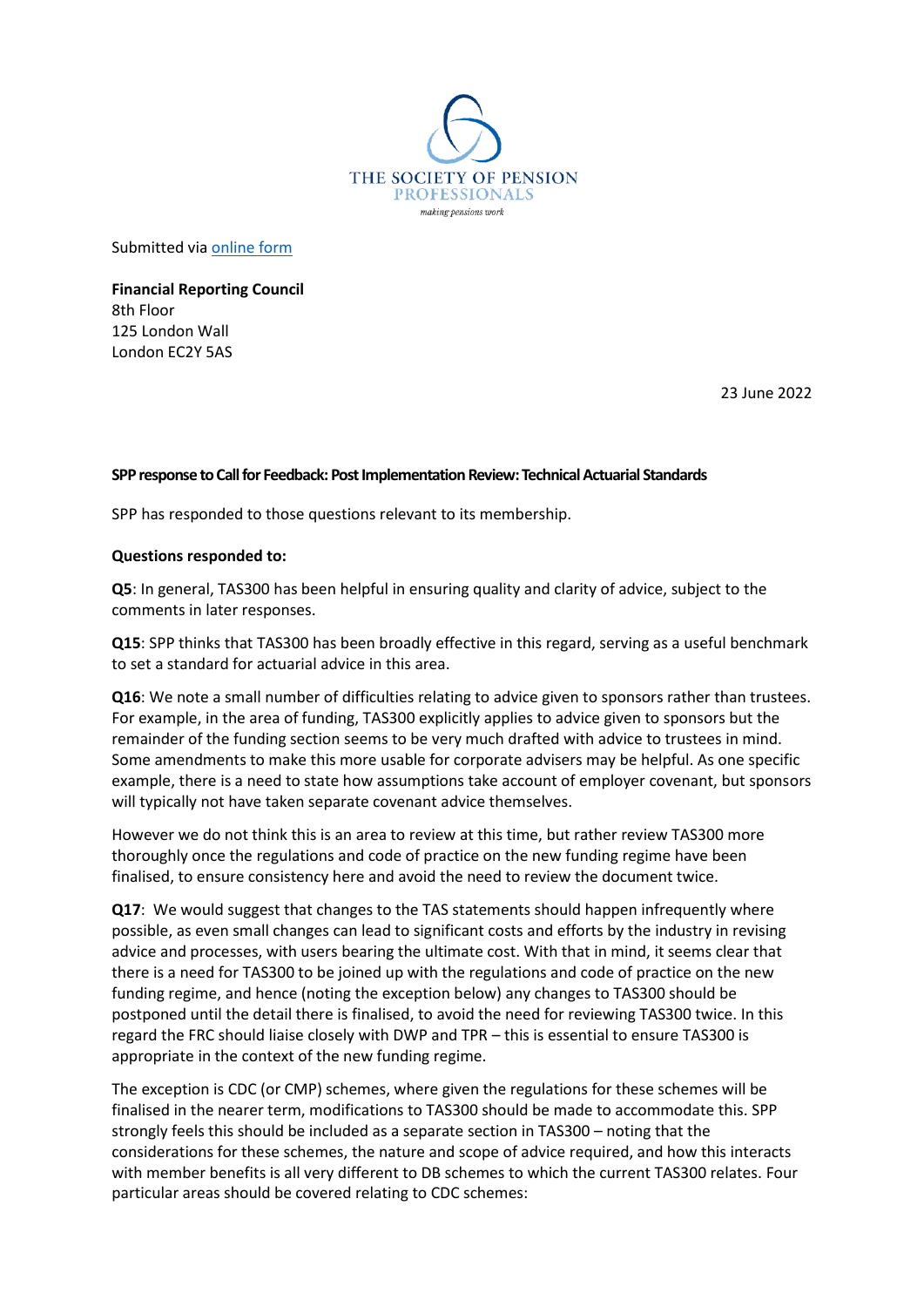THE SOCIETY OF PENSION PROFESSIONALS

*making pensions work*

Submitted via [online form]

**Financial Reporting Council**
8th Floor
125 London Wall
London EC2Y 5AS

23 June 2022

**SPP response to Call for Feedback: Post Implementation Review: Technical Actuarial Standards**

SPP has responded to those questions relevant to its membership.

**Questions responded to:**

**Q5**: In general, TAS300 has been helpful in ensuring quality and clarity of advice, subject to the comments in later responses.

**Q15**: SPP thinks that TAS300 has been broadly effective in this regard, serving as a useful benchmark to set a standard for actuarial advice in this area.

**Q16**: We note a small number of difficulties relating to advice given to sponsors rather than trustees. For example, in the area of funding, TAS300 explicitly applies to advice given to sponsors but the remainder of the funding section seems to be very much drafted with advice to trustees in mind. Some amendments to make this more usable for corporate advisers may be helpful. As one specific example, there is a need to state how assumptions take account of employer covenant, but sponsors will typically not have taken separate covenant advice themselves.

However we do not think this is an area to review at this time, but rather review TAS300 more thoroughly once the regulations and code of practice on the new funding regime have been finalised, to ensure consistency here and avoid the need to review the document twice.

**Q17**: We would suggest that changes to the TAS statements should happen infrequently where possible, as even small changes can lead to significant costs and efforts by the industry in revising advice and processes, with users bearing the ultimate cost. With that in mind, it seems clear that there is a need for TAS300 to be joined up with the regulations and code of practice on the new funding regime, and hence (noting the exception below) any changes to TAS300 should be postponed until the detail there is finalised, to avoid the need for reviewing TAS300 twice. In this regard the FRC should liaise closely with DWP and TPR – this is essential to ensure TAS300 is appropriate in the context of the new funding regime.

The exception is CDC (or CMP) schemes, where given the regulations for these schemes will be finalised in the nearer term, modifications to TAS300 should be made to accommodate this. SPP strongly feels this should be included as a separate section in TAS300 – noting that the considerations for these schemes, the nature and scope of advice required, and how this interacts with member benefits is all very different to DB schemes to which the current TAS300 relates. Four particular areas should be covered relating to CDC schemes: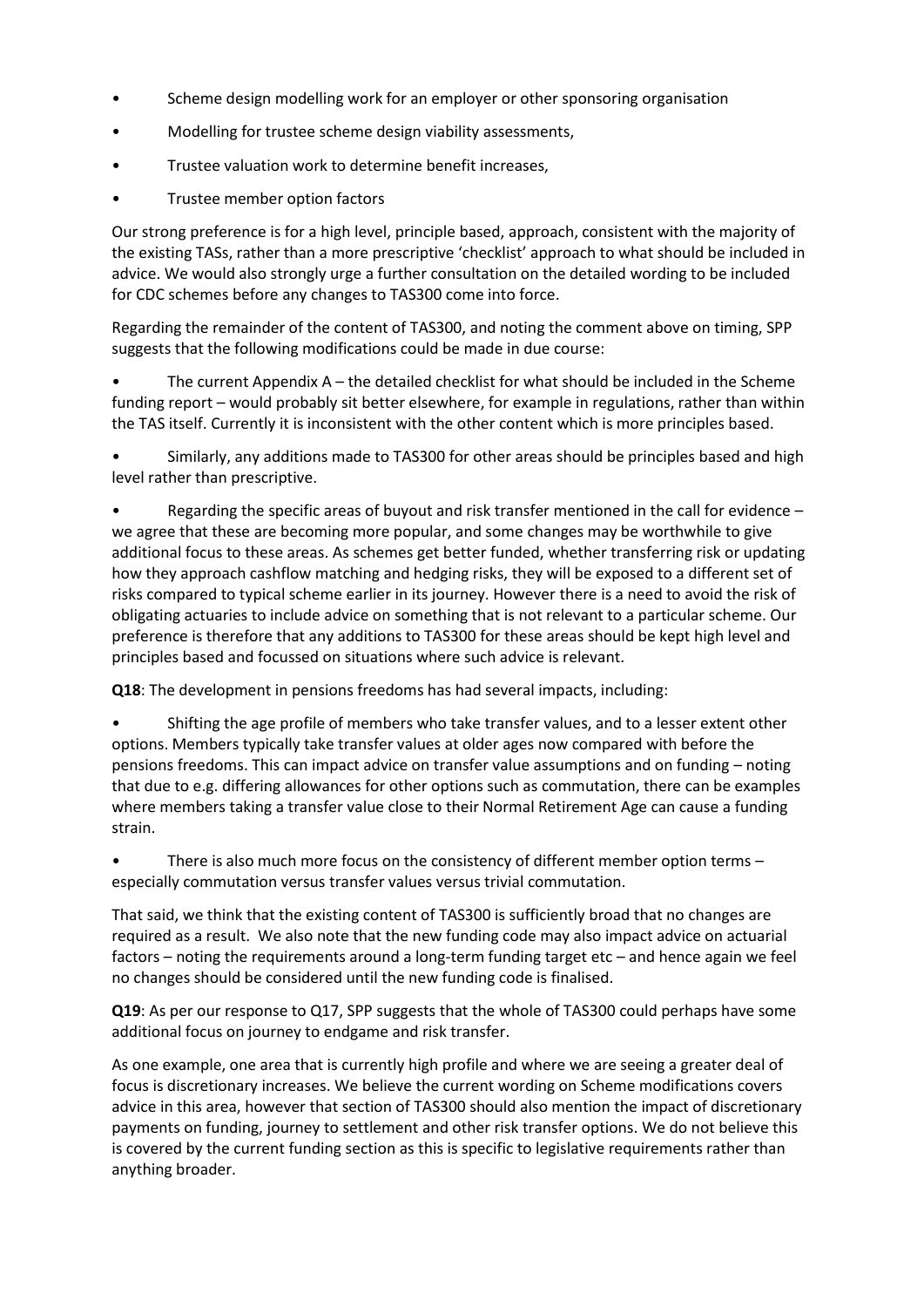- Scheme design modelling work for an employer or other sponsoring organisation
- Modelling for trustee scheme design viability assessments,
- Trustee valuation work to determine benefit increases,
- Trustee member option factors

Our strong preference is for a high level, principle based, approach, consistent with the majority of the existing TASs, rather than a more prescriptive 'checklist' approach to what should be included in advice. We would also strongly urge a further consultation on the detailed wording to be included for CDC schemes before any changes to TAS300 come into force.

Regarding the remainder of the content of TAS300, and noting the comment above on timing, SPP suggests that the following modifications could be made in due course:

- The current Appendix A – the detailed checklist for what should be included in the Scheme funding report – would probably sit better elsewhere, for example in regulations, rather than within the TAS itself. Currently it is inconsistent with the other content which is more principles based.
- Similarly, any additions made to TAS300 for other areas should be principles based and high level rather than prescriptive.
- Regarding the specific areas of buyout and risk transfer mentioned in the call for evidence – we agree that these are becoming more popular, and some changes may be worthwhile to give additional focus to these areas. As schemes get better funded, whether transferring risk or updating how they approach cashflow matching and hedging risks, they will be exposed to a different set of risks compared to typical scheme earlier in its journey. However there is a need to avoid the risk of obligating actuaries to include advice on something that is not relevant to a particular scheme. Our preference is therefore that any additions to TAS300 for these areas should be kept high level and principles based and focussed on situations where such advice is relevant.

**Q18**: The development in pensions freedoms has had several impacts, including:

- Shifting the age profile of members who take transfer values, and to a lesser extent other options. Members typically take transfer values at older ages now compared with before the pensions freedoms. This can impact advice on transfer value assumptions and on funding – noting that due to e.g. differing allowances for other options such as commutation, there can be examples where members taking a transfer value close to their Normal Retirement Age can cause a funding strain.
- There is also much more focus on the consistency of different member option terms – especially commutation versus transfer values versus trivial commutation.

That said, we think that the existing content of TAS300 is sufficiently broad that no changes are required as a result. We also note that the new funding code may also impact advice on actuarial factors – noting the requirements around a long-term funding target etc – and hence again we feel no changes should be considered until the new funding code is finalised.

**Q19**: As per our response to Q17, SPP suggests that the whole of TAS300 could perhaps have some additional focus on journey to endgame and risk transfer.

As one example, one area that is currently high profile and where we are seeing a greater deal of focus is discretionary increases. We believe the current wording on Scheme modifications covers advice in this area, however that section of TAS300 should also mention the impact of discretionary payments on funding, journey to settlement and other risk transfer options. We do not believe this is covered by the current funding section as this is specific to legislative requirements rather than anything broader.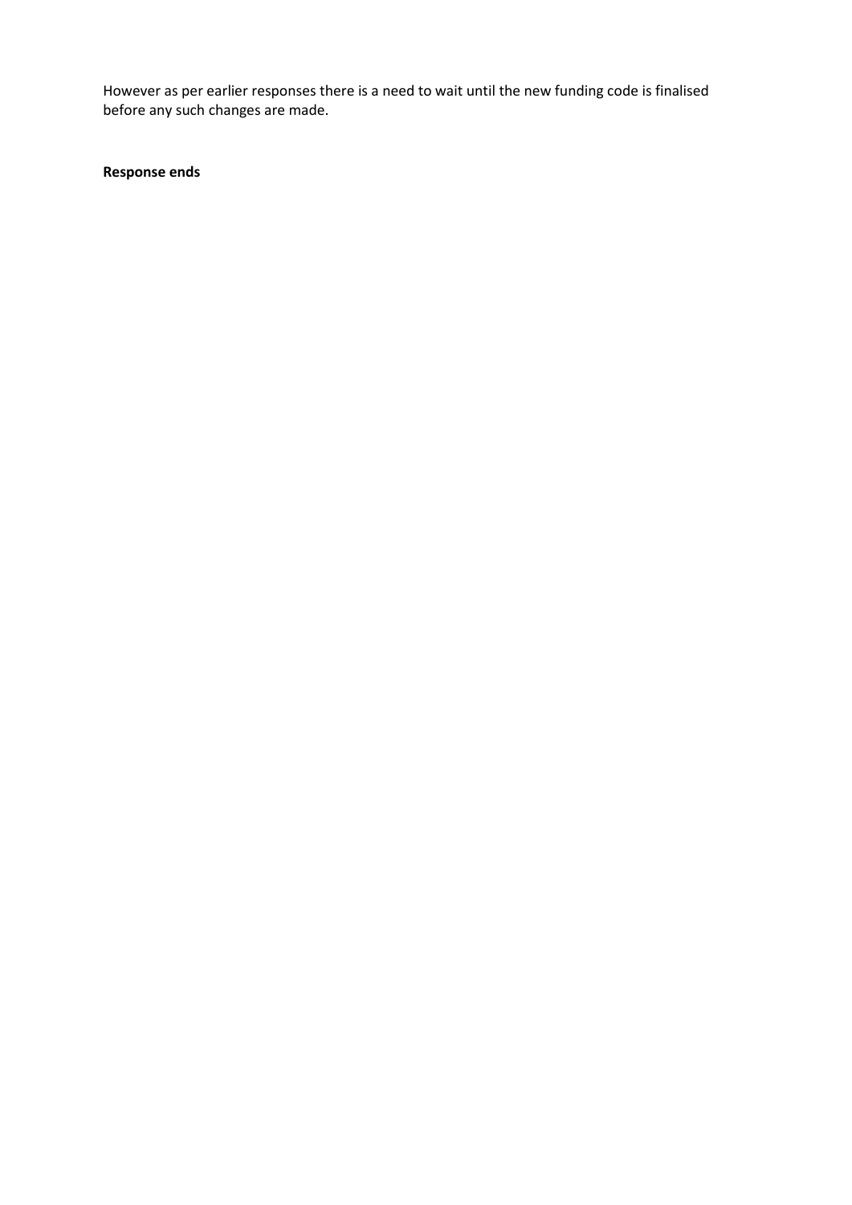However as per earlier responses there is a need to wait until the new funding code is finalised before any such changes are made.

**Response ends**